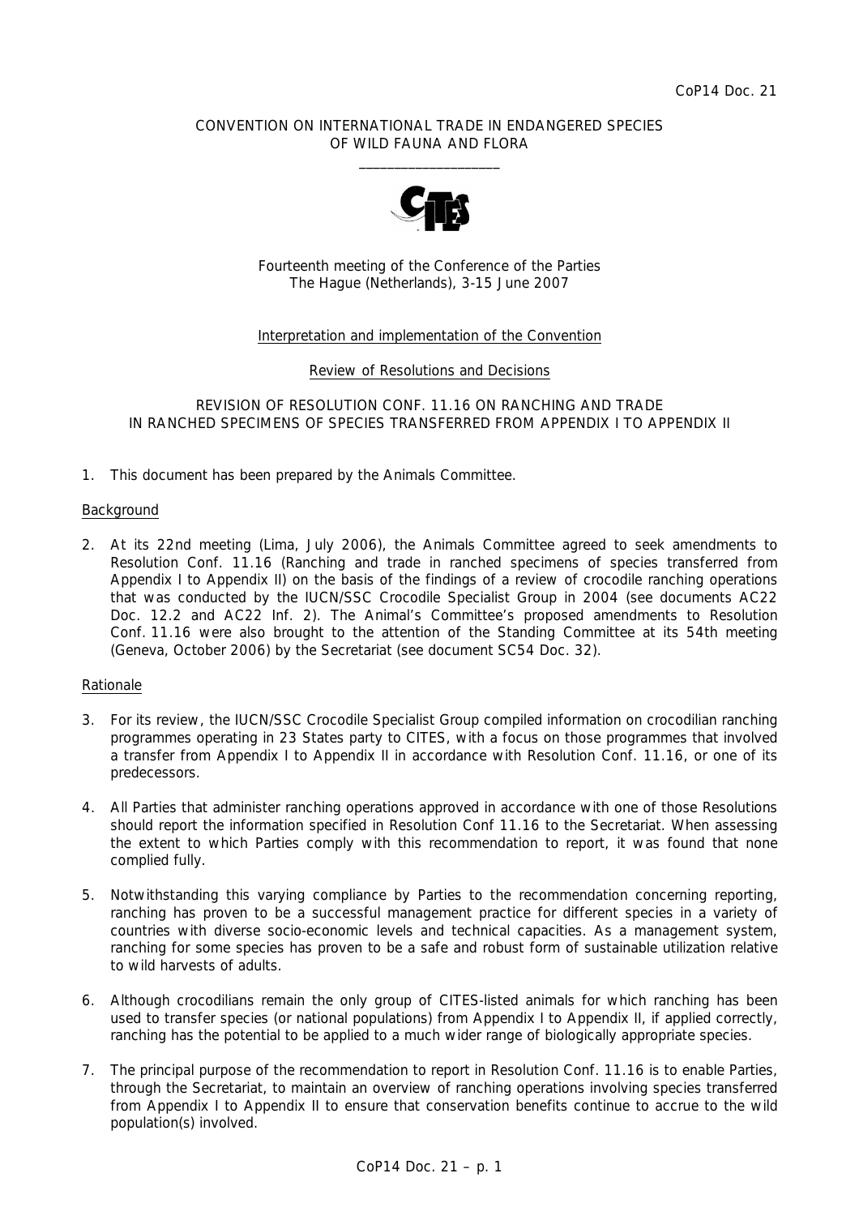CoP14 Doc. 21

CONVENTION ON INTERNATIONAL TRADE IN ENDANGERED SPECIES OF WILD FAUNA AND FLORA

\_\_\_\_\_\_\_\_\_\_\_\_\_\_\_\_\_\_\_\_

Fourteenth meeting of the Conference of the Parties
The Hague (Netherlands), 3-15 June 2007

Interpretation and implementation of the Convention

Review of Resolutions and Decisions

REVISION OF RESOLUTION CONF. 11.16 ON RANCHING AND TRADE IN RANCHED SPECIMENS OF SPECIES TRANSFERRED FROM APPENDIX I TO APPENDIX II

1. This document has been prepared by the Animals Committee.

Background

2. At its 22nd meeting (Lima, July 2006), the Animals Committee agreed to seek amendments to Resolution Conf. 11.16 (Ranching and trade in ranched specimens of species transferred from Appendix I to Appendix II) on the basis of the findings of a review of crocodile ranching operations that was conducted by the IUCN/SSC Crocodile Specialist Group in 2004 (see documents AC22 Doc. 12.2 and AC22 Inf. 2). The Animal's Committee's proposed amendments to Resolution Conf. 11.16 were also brought to the attention of the Standing Committee at its 54th meeting (Geneva, October 2006) by the Secretariat (see document SC54 Doc. 32).

Rationale

3. For its review, the IUCN/SSC Crocodile Specialist Group compiled information on crocodilian ranching programmes operating in 23 States party to CITES, with a focus on those programmes that involved a transfer from Appendix I to Appendix II in accordance with Resolution Conf. 11.16, or one of its predecessors.

4. All Parties that administer ranching operations approved in accordance with one of those Resolutions should report the information specified in Resolution Conf 11.16 to the Secretariat. When assessing the extent to which Parties comply with this recommendation to report, it was found that none complied fully.

5. Notwithstanding this varying compliance by Parties to the recommendation concerning reporting, ranching has proven to be a successful management practice for different species in a variety of countries with diverse socio-economic levels and technical capacities. As a management system, ranching for some species has proven to be a safe and robust form of sustainable utilization relative to wild harvests of adults.

6. Although crocodilians remain the only group of CITES-listed animals for which ranching has been used to transfer species (or national populations) from Appendix I to Appendix II, if applied correctly, ranching has the potential to be applied to a much wider range of biologically appropriate species.

7. The principal purpose of the recommendation to report in Resolution Conf. 11.16 is to enable Parties, through the Secretariat, to maintain an overview of ranching operations involving species transferred from Appendix I to Appendix II to ensure that conservation benefits continue to accrue to the wild population(s) involved.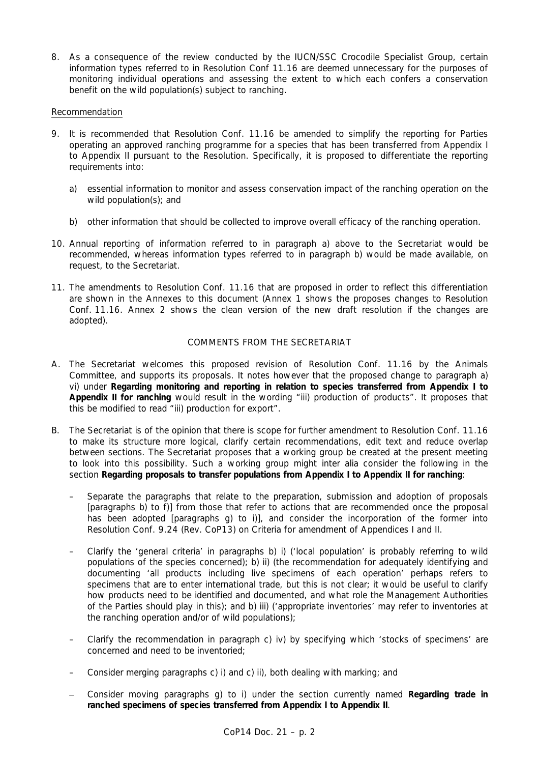8. As a consequence of the review conducted by the IUCN/SSC Crocodile Specialist Group, certain information types referred to in Resolution Conf 11.16 are deemed unnecessary for the purposes of monitoring individual operations and assessing the extent to which each confers a conservation benefit on the wild population(s) subject to ranching.

Recommendation

9. It is recommended that Resolution Conf. 11.16 be amended to simplify the reporting for Parties operating an approved ranching programme for a species that has been transferred from Appendix I to Appendix II pursuant to the Resolution. Specifically, it is proposed to differentiate the reporting requirements into:

   a) essential information to monitor and assess conservation impact of the ranching operation on the wild population(s); and

   b) other information that should be collected to improve overall efficacy of the ranching operation.

10. Annual reporting of information referred to in paragraph a) above to the Secretariat would be recommended, whereas information types referred to in paragraph b) would be made available, on request, to the Secretariat.

11. The amendments to Resolution Conf. 11.16 that are proposed in order to reflect this differentiation are shown in the Annexes to this document (Annex 1 shows the proposes changes to Resolution Conf. 11.16. Annex 2 shows the clean version of the new draft resolution if the changes are adopted).

## COMMENTS FROM THE SECRETARIAT

A. The Secretariat welcomes this proposed revision of Resolution Conf. 11.16 by the Animals Committee, and supports its proposals. It notes however that the proposed change to paragraph a) vi) under **Regarding monitoring and reporting in relation to species transferred from Appendix I to Appendix II for ranching** would result in the wording "iii) production of products". It proposes that this be modified to read "iii) production for export".

B. The Secretariat is of the opinion that there is scope for further amendment to Resolution Conf. 11.16 to make its structure more logical, clarify certain recommendations, edit text and reduce overlap between sections. The Secretariat proposes that a working group be created at the present meeting to look into this possibility. Such a working group might inter alia consider the following in the section **Regarding proposals to transfer populations from Appendix I to Appendix II for ranching**:

   – Separate the paragraphs that relate to the preparation, submission and adoption of proposals [paragraphs b) to f)] from those that refer to actions that are recommended once the proposal has been adopted [paragraphs g) to i)], and consider the incorporation of the former into Resolution Conf. 9.24 (Rev. CoP13) on Criteria for amendment of Appendices I and II.

   – Clarify the 'general criteria' in paragraphs b) i) ('local population' is probably referring to wild populations of the species concerned); b) ii) (the recommendation for adequately identifying and documenting 'all products including live specimens of each operation' perhaps refers to specimens that are to enter international trade, but this is not clear; it would be useful to clarify how products need to be identified and documented, and what role the Management Authorities of the Parties should play in this); and b) iii) ('appropriate inventories' may refer to inventories at the ranching operation and/or of wild populations);

   – Clarify the recommendation in paragraph c) iv) by specifying which 'stocks of specimens' are concerned and need to be inventoried;

   – Consider merging paragraphs c) i) and c) ii), both dealing with marking; and

   – Consider moving paragraphs g) to i) under the section currently named **Regarding trade in ranched specimens of species transferred from Appendix I to Appendix II**.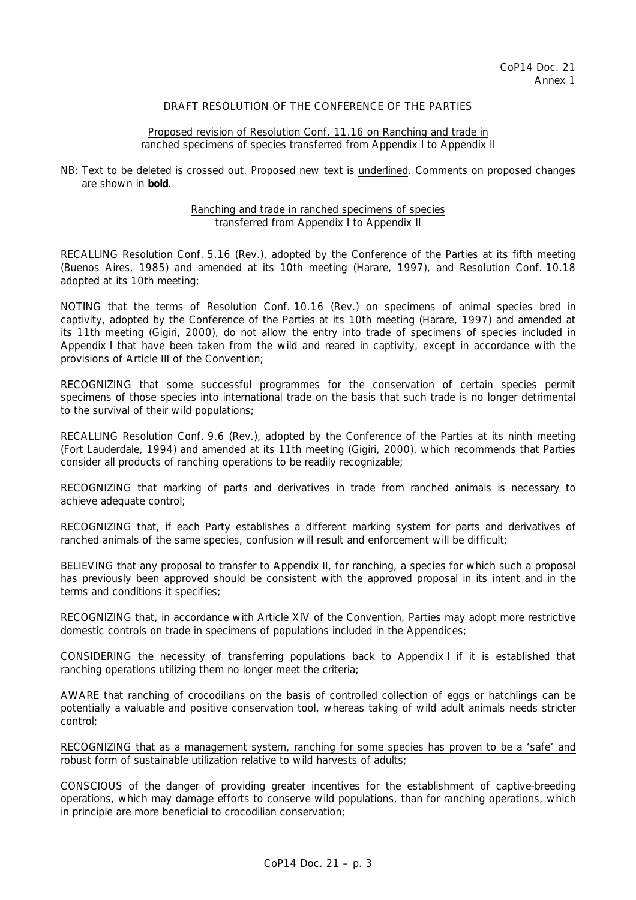CoP14 Doc. 21
Annex 1

DRAFT RESOLUTION OF THE CONFERENCE OF THE PARTIES

<u>Proposed revision of Resolution Conf. 11.16 on Ranching and trade in ranched specimens of species transferred from Appendix I to Appendix II</u>

NB: Text to be deleted is ~~crossed out~~. Proposed new text is <u>underlined</u>. Comments on proposed changes are shown in **bold**.

<u>Ranching and trade in ranched specimens of species transferred from Appendix I to Appendix II</u>

RECALLING Resolution Conf. 5.16 (Rev.), adopted by the Conference of the Parties at its fifth meeting (Buenos Aires, 1985) and amended at its 10th meeting (Harare, 1997), and Resolution Conf. 10.18 adopted at its 10th meeting;

NOTING that the terms of Resolution Conf. 10.16 (Rev.) on specimens of animal species bred in captivity, adopted by the Conference of the Parties at its 10th meeting (Harare, 1997) and amended at its 11th meeting (Gigiri, 2000), do not allow the entry into trade of specimens of species included in Appendix I that have been taken from the wild and reared in captivity, except in accordance with the provisions of Article III of the Convention;

RECOGNIZING that some successful programmes for the conservation of certain species permit specimens of those species into international trade on the basis that such trade is no longer detrimental to the survival of their wild populations;

RECALLING Resolution Conf. 9.6 (Rev.), adopted by the Conference of the Parties at its ninth meeting (Fort Lauderdale, 1994) and amended at its 11th meeting (Gigiri, 2000), which recommends that Parties consider all products of ranching operations to be readily recognizable;

RECOGNIZING that marking of parts and derivatives in trade from ranched animals is necessary to achieve adequate control;

RECOGNIZING that, if each Party establishes a different marking system for parts and derivatives of ranched animals of the same species, confusion will result and enforcement will be difficult;

BELIEVING that any proposal to transfer to Appendix II, for ranching, a species for which such a proposal has previously been approved should be consistent with the approved proposal in its intent and in the terms and conditions it specifies;

RECOGNIZING that, in accordance with Article XIV of the Convention, Parties may adopt more restrictive domestic controls on trade in specimens of populations included in the Appendices;

CONSIDERING the necessity of transferring populations back to Appendix I if it is established that ranching operations utilizing them no longer meet the criteria;

AWARE that ranching of crocodilians on the basis of controlled collection of eggs or hatchlings can be potentially a valuable and positive conservation tool, whereas taking of wild adult animals needs stricter control;

<u>RECOGNIZING that as a management system, ranching for some species has proven to be a 'safe' and robust form of sustainable utilization relative to wild harvests of adults;</u>

CONSCIOUS of the danger of providing greater incentives for the establishment of captive-breeding operations, which may damage efforts to conserve wild populations, than for ranching operations, which in principle are more beneficial to crocodilian conservation;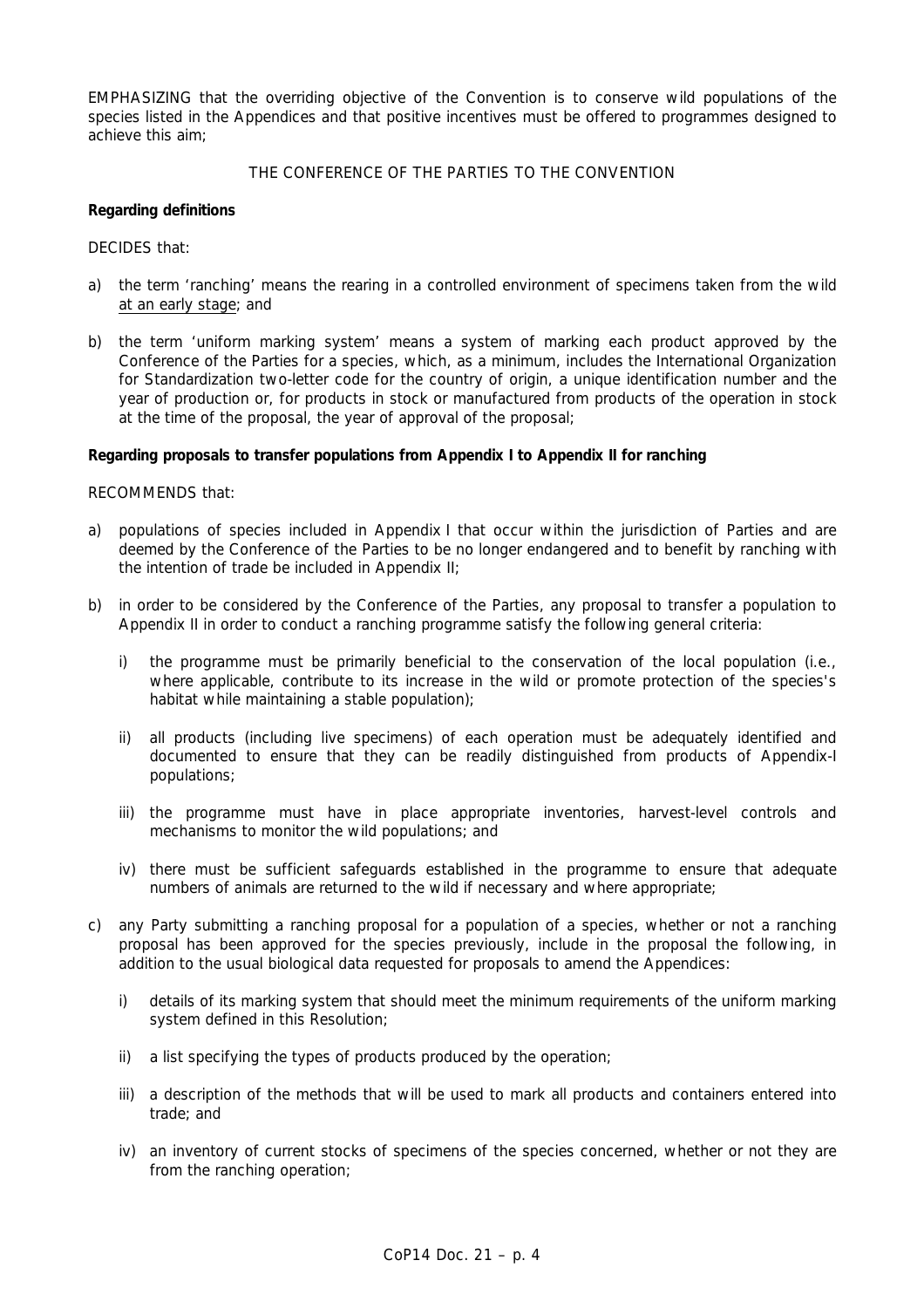EMPHASIZING that the overriding objective of the Convention is to conserve wild populations of the species listed in the Appendices and that positive incentives must be offered to programmes designed to achieve this aim;

THE CONFERENCE OF THE PARTIES TO THE CONVENTION

**Regarding definitions**

DECIDES that:

a) the term 'ranching' means the rearing in a controlled environment of specimens taken from the wild <u>at an early stage</u>; and

b) the term 'uniform marking system' means a system of marking each product approved by the Conference of the Parties for a species, which, as a minimum, includes the International Organization for Standardization two-letter code for the country of origin, a unique identification number and the year of production or, for products in stock or manufactured from products of the operation in stock at the time of the proposal, the year of approval of the proposal;

**Regarding proposals to transfer populations from Appendix I to Appendix II for ranching**

RECOMMENDS that:

a) populations of species included in Appendix I that occur within the jurisdiction of Parties and are deemed by the Conference of the Parties to be no longer endangered and to benefit by ranching with the intention of trade be included in Appendix II;

b) in order to be considered by the Conference of the Parties, any proposal to transfer a population to Appendix II in order to conduct a ranching programme satisfy the following general criteria:

   i) the programme must be primarily beneficial to the conservation of the local population (i.e., where applicable, contribute to its increase in the wild or promote protection of the species's habitat while maintaining a stable population);

   ii) all products (including live specimens) of each operation must be adequately identified and documented to ensure that they can be readily distinguished from products of Appendix-I populations;

   iii) the programme must have in place appropriate inventories, harvest-level controls and mechanisms to monitor the wild populations; and

   iv) there must be sufficient safeguards established in the programme to ensure that adequate numbers of animals are returned to the wild if necessary and where appropriate;

c) any Party submitting a ranching proposal for a population of a species, whether or not a ranching proposal has been approved for the species previously, include in the proposal the following, in addition to the usual biological data requested for proposals to amend the Appendices:

   i) details of its marking system that should meet the minimum requirements of the uniform marking system defined in this Resolution;

   ii) a list specifying the types of products produced by the operation;

   iii) a description of the methods that will be used to mark all products and containers entered into trade; and

   iv) an inventory of current stocks of specimens of the species concerned, whether or not they are from the ranching operation;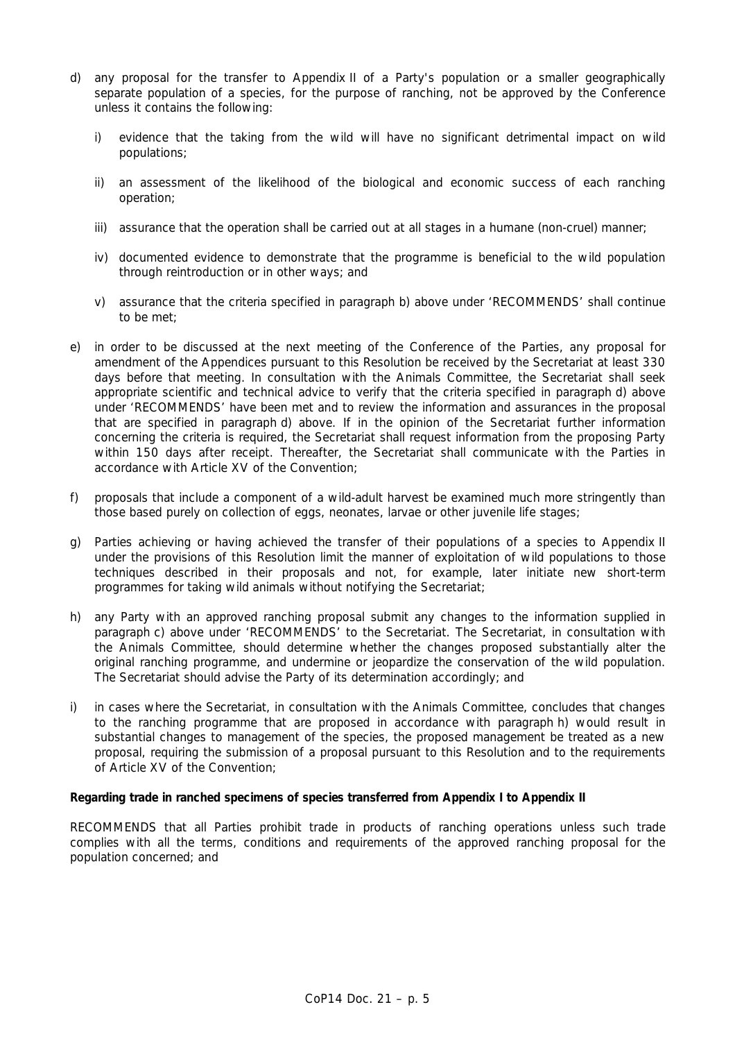d) any proposal for the transfer to Appendix II of a Party's population or a smaller geographically separate population of a species, for the purpose of ranching, not be approved by the Conference unless it contains the following:

   i) evidence that the taking from the wild will have no significant detrimental impact on wild populations;

   ii) an assessment of the likelihood of the biological and economic success of each ranching operation;

   iii) assurance that the operation shall be carried out at all stages in a humane (non-cruel) manner;

   iv) documented evidence to demonstrate that the programme is beneficial to the wild population through reintroduction or in other ways; and

   v) assurance that the criteria specified in paragraph b) above under 'RECOMMENDS' shall continue to be met;

e) in order to be discussed at the next meeting of the Conference of the Parties, any proposal for amendment of the Appendices pursuant to this Resolution be received by the Secretariat at least 330 days before that meeting. In consultation with the Animals Committee, the Secretariat shall seek appropriate scientific and technical advice to verify that the criteria specified in paragraph d) above under 'RECOMMENDS' have been met and to review the information and assurances in the proposal that are specified in paragraph d) above. If in the opinion of the Secretariat further information concerning the criteria is required, the Secretariat shall request information from the proposing Party within 150 days after receipt. Thereafter, the Secretariat shall communicate with the Parties in accordance with Article XV of the Convention;

f) proposals that include a component of a wild-adult harvest be examined much more stringently than those based purely on collection of eggs, neonates, larvae or other juvenile life stages;

g) Parties achieving or having achieved the transfer of their populations of a species to Appendix II under the provisions of this Resolution limit the manner of exploitation of wild populations to those techniques described in their proposals and not, for example, later initiate new short-term programmes for taking wild animals without notifying the Secretariat;

h) any Party with an approved ranching proposal submit any changes to the information supplied in paragraph c) above under 'RECOMMENDS' to the Secretariat. The Secretariat, in consultation with the Animals Committee, should determine whether the changes proposed substantially alter the original ranching programme, and undermine or jeopardize the conservation of the wild population. The Secretariat should advise the Party of its determination accordingly; and

i) in cases where the Secretariat, in consultation with the Animals Committee, concludes that changes to the ranching programme that are proposed in accordance with paragraph h) would result in substantial changes to management of the species, the proposed management be treated as a new proposal, requiring the submission of a proposal pursuant to this Resolution and to the requirements of Article XV of the Convention;

**Regarding trade in ranched specimens of species transferred from Appendix I to Appendix II**

RECOMMENDS that all Parties prohibit trade in products of ranching operations unless such trade complies with all the terms, conditions and requirements of the approved ranching proposal for the population concerned; and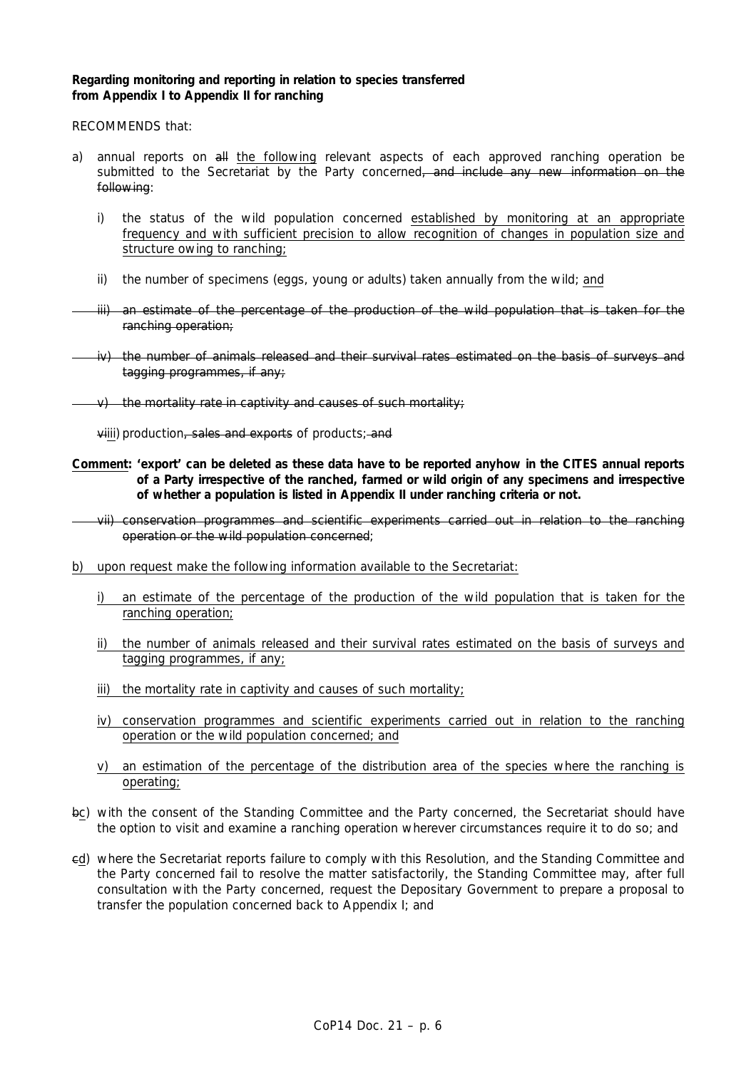**Regarding monitoring and reporting in relation to species transferred from Appendix I to Appendix II for ranching**

RECOMMENDS that:

a) annual reports on ~~all~~ <u>the following</u> relevant aspects of each approved ranching operation be submitted to the Secretariat by the Party concerned~~, and include any new information on the following~~:

   i) the status of the wild population concerned <u>established by monitoring at an appropriate frequency and with sufficient precision to allow recognition of changes in population size and structure owing to ranching;</u>

   ii) the number of specimens (eggs, young or adults) taken annually from the wild; <u>and</u>

   ~~iii) an estimate of the percentage of the production of the wild population that is taken for the ranching operation;~~

   ~~iv) the number of animals released and their survival rates estimated on the basis of surveys and tagging programmes, if any;~~

   ~~v) the mortality rate in captivity and causes of such mortality;~~

   ~~vi~~<u>iii</u>) production~~, sales and exports~~ of products;~~ and~~

<u>**Comment**</u>**: 'export' can be deleted as these data have to be reported anyhow in the CITES annual reports of a Party irrespective of the ranched, farmed or wild origin of any specimens and irrespective of whether a population is listed in Appendix II under ranching criteria or not.**

   ~~vii) conservation programmes and scientific experiments carried out in relation to the ranching operation or the wild population concerned~~;

<u>b) upon request make the following information available to the Secretariat:</u>

   <u>i) an estimate of the percentage of the production of the wild population that is taken for the ranching operation;</u>

   <u>ii) the number of animals released and their survival rates estimated on the basis of surveys and tagging programmes, if any;</u>

   <u>iii) the mortality rate in captivity and causes of such mortality;</u>

   <u>iv) conservation programmes and scientific experiments carried out in relation to the ranching operation or the wild population concerned; and</u>

   <u>v) an estimation of the percentage of the distribution area of the species where the ranching is operating;</u>

~~b~~<u>c</u>) with the consent of the Standing Committee and the Party concerned, the Secretariat should have the option to visit and examine a ranching operation wherever circumstances require it to do so; and

~~c~~<u>d</u>) where the Secretariat reports failure to comply with this Resolution, and the Standing Committee and the Party concerned fail to resolve the matter satisfactorily, the Standing Committee may, after full consultation with the Party concerned, request the Depositary Government to prepare a proposal to transfer the population concerned back to Appendix I; and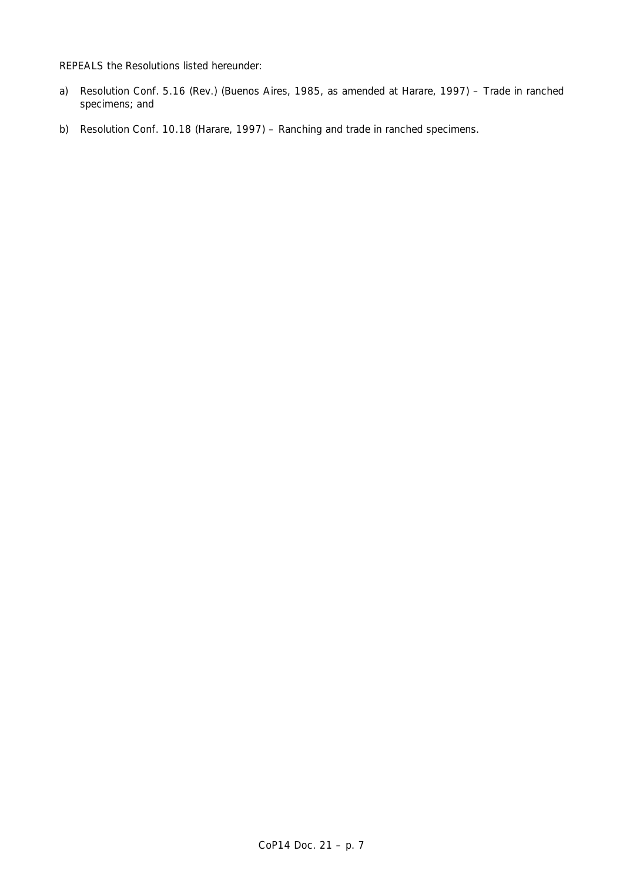REPEALS the Resolutions listed hereunder:

a) Resolution Conf. 5.16 (Rev.) (Buenos Aires, 1985, as amended at Harare, 1997) – Trade in ranched specimens; and

b) Resolution Conf. 10.18 (Harare, 1997) – Ranching and trade in ranched specimens.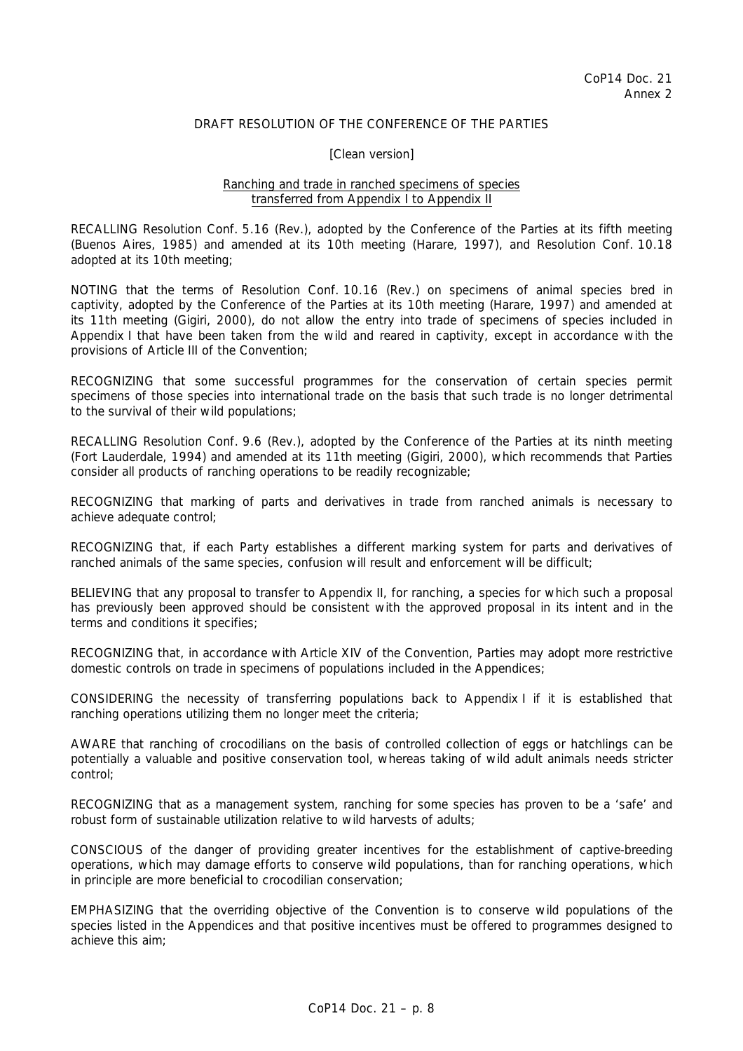CoP14 Doc. 21
Annex 2

DRAFT RESOLUTION OF THE CONFERENCE OF THE PARTIES

[Clean version]

Ranching and trade in ranched specimens of species transferred from Appendix I to Appendix II

RECALLING Resolution Conf. 5.16 (Rev.), adopted by the Conference of the Parties at its fifth meeting (Buenos Aires, 1985) and amended at its 10th meeting (Harare, 1997), and Resolution Conf. 10.18 adopted at its 10th meeting;

NOTING that the terms of Resolution Conf. 10.16 (Rev.) on specimens of animal species bred in captivity, adopted by the Conference of the Parties at its 10th meeting (Harare, 1997) and amended at its 11th meeting (Gigiri, 2000), do not allow the entry into trade of specimens of species included in Appendix I that have been taken from the wild and reared in captivity, except in accordance with the provisions of Article III of the Convention;

RECOGNIZING that some successful programmes for the conservation of certain species permit specimens of those species into international trade on the basis that such trade is no longer detrimental to the survival of their wild populations;

RECALLING Resolution Conf. 9.6 (Rev.), adopted by the Conference of the Parties at its ninth meeting (Fort Lauderdale, 1994) and amended at its 11th meeting (Gigiri, 2000), which recommends that Parties consider all products of ranching operations to be readily recognizable;

RECOGNIZING that marking of parts and derivatives in trade from ranched animals is necessary to achieve adequate control;

RECOGNIZING that, if each Party establishes a different marking system for parts and derivatives of ranched animals of the same species, confusion will result and enforcement will be difficult;

BELIEVING that any proposal to transfer to Appendix II, for ranching, a species for which such a proposal has previously been approved should be consistent with the approved proposal in its intent and in the terms and conditions it specifies;

RECOGNIZING that, in accordance with Article XIV of the Convention, Parties may adopt more restrictive domestic controls on trade in specimens of populations included in the Appendices;

CONSIDERING the necessity of transferring populations back to Appendix I if it is established that ranching operations utilizing them no longer meet the criteria;

AWARE that ranching of crocodilians on the basis of controlled collection of eggs or hatchlings can be potentially a valuable and positive conservation tool, whereas taking of wild adult animals needs stricter control;

RECOGNIZING that as a management system, ranching for some species has proven to be a 'safe' and robust form of sustainable utilization relative to wild harvests of adults;

CONSCIOUS of the danger of providing greater incentives for the establishment of captive-breeding operations, which may damage efforts to conserve wild populations, than for ranching operations, which in principle are more beneficial to crocodilian conservation;

EMPHASIZING that the overriding objective of the Convention is to conserve wild populations of the species listed in the Appendices and that positive incentives must be offered to programmes designed to achieve this aim;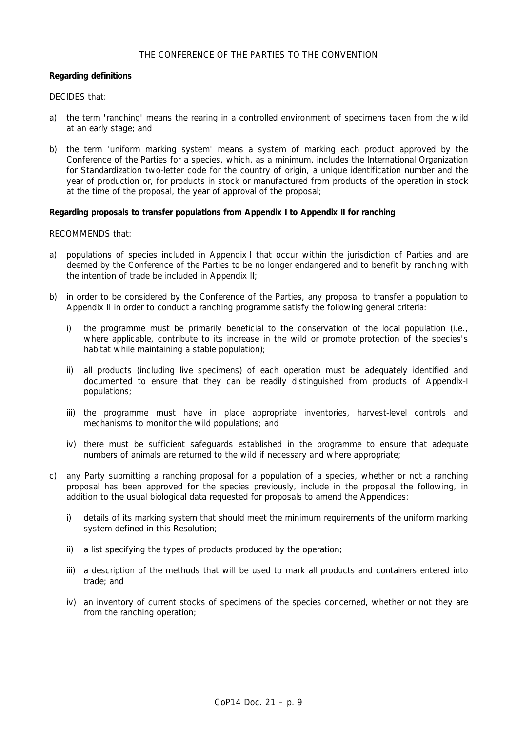THE CONFERENCE OF THE PARTIES TO THE CONVENTION

**Regarding definitions**

DECIDES that:

a) the term 'ranching' means the rearing in a controlled environment of specimens taken from the wild at an early stage; and

b) the term 'uniform marking system' means a system of marking each product approved by the Conference of the Parties for a species, which, as a minimum, includes the International Organization for Standardization two-letter code for the country of origin, a unique identification number and the year of production or, for products in stock or manufactured from products of the operation in stock at the time of the proposal, the year of approval of the proposal;

**Regarding proposals to transfer populations from Appendix I to Appendix II for ranching**

RECOMMENDS that:

a) populations of species included in Appendix I that occur within the jurisdiction of Parties and are deemed by the Conference of the Parties to be no longer endangered and to benefit by ranching with the intention of trade be included in Appendix II;

b) in order to be considered by the Conference of the Parties, any proposal to transfer a population to Appendix II in order to conduct a ranching programme satisfy the following general criteria:

   i) the programme must be primarily beneficial to the conservation of the local population (i.e., where applicable, contribute to its increase in the wild or promote protection of the species's habitat while maintaining a stable population);

   ii) all products (including live specimens) of each operation must be adequately identified and documented to ensure that they can be readily distinguished from products of Appendix-I populations;

   iii) the programme must have in place appropriate inventories, harvest-level controls and mechanisms to monitor the wild populations; and

   iv) there must be sufficient safeguards established in the programme to ensure that adequate numbers of animals are returned to the wild if necessary and where appropriate;

c) any Party submitting a ranching proposal for a population of a species, whether or not a ranching proposal has been approved for the species previously, include in the proposal the following, in addition to the usual biological data requested for proposals to amend the Appendices:

   i) details of its marking system that should meet the minimum requirements of the uniform marking system defined in this Resolution;

   ii) a list specifying the types of products produced by the operation;

   iii) a description of the methods that will be used to mark all products and containers entered into trade; and

   iv) an inventory of current stocks of specimens of the species concerned, whether or not they are from the ranching operation;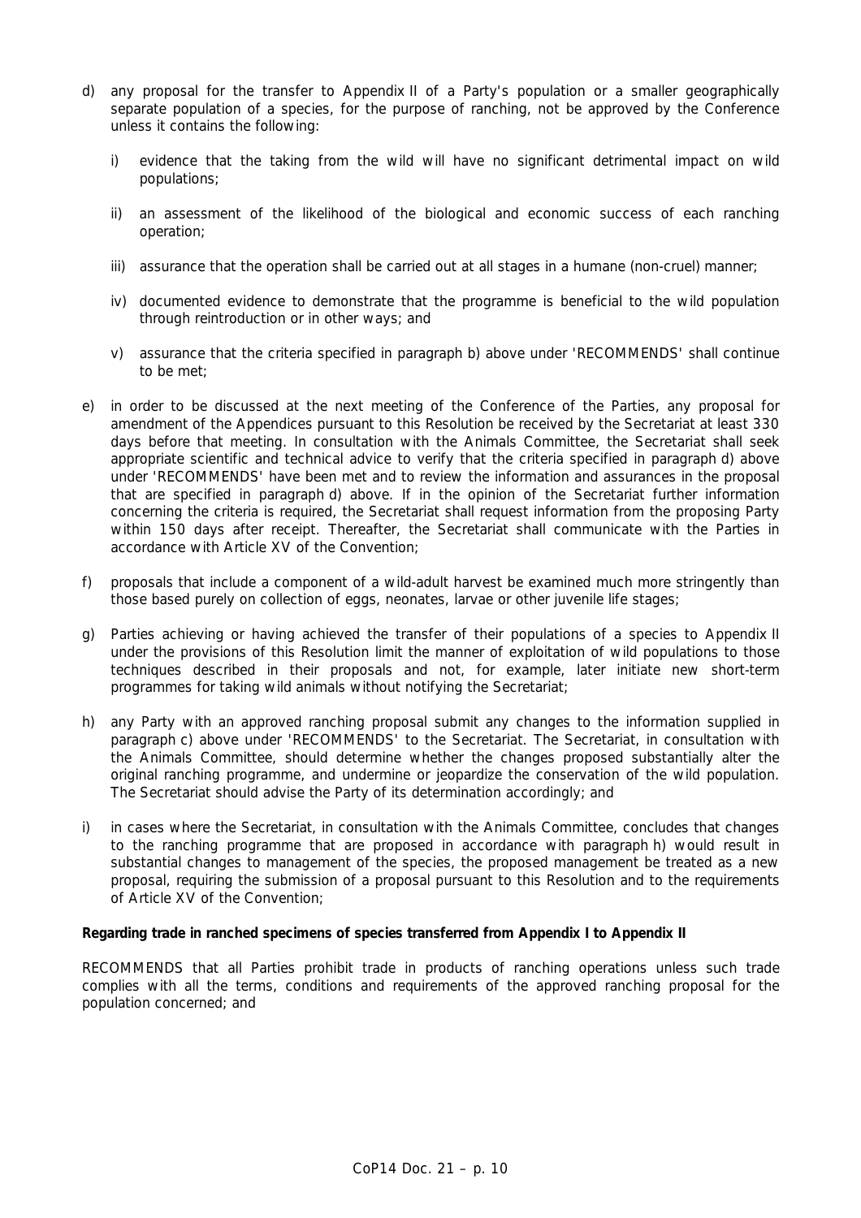d) any proposal for the transfer to Appendix II of a Party's population or a smaller geographically separate population of a species, for the purpose of ranching, not be approved by the Conference unless it contains the following:

   i) evidence that the taking from the wild will have no significant detrimental impact on wild populations;

   ii) an assessment of the likelihood of the biological and economic success of each ranching operation;

   iii) assurance that the operation shall be carried out at all stages in a humane (non-cruel) manner;

   iv) documented evidence to demonstrate that the programme is beneficial to the wild population through reintroduction or in other ways; and

   v) assurance that the criteria specified in paragraph b) above under 'RECOMMENDS' shall continue to be met;

e) in order to be discussed at the next meeting of the Conference of the Parties, any proposal for amendment of the Appendices pursuant to this Resolution be received by the Secretariat at least 330 days before that meeting. In consultation with the Animals Committee, the Secretariat shall seek appropriate scientific and technical advice to verify that the criteria specified in paragraph d) above under 'RECOMMENDS' have been met and to review the information and assurances in the proposal that are specified in paragraph d) above. If in the opinion of the Secretariat further information concerning the criteria is required, the Secretariat shall request information from the proposing Party within 150 days after receipt. Thereafter, the Secretariat shall communicate with the Parties in accordance with Article XV of the Convention;

f) proposals that include a component of a wild-adult harvest be examined much more stringently than those based purely on collection of eggs, neonates, larvae or other juvenile life stages;

g) Parties achieving or having achieved the transfer of their populations of a species to Appendix II under the provisions of this Resolution limit the manner of exploitation of wild populations to those techniques described in their proposals and not, for example, later initiate new short-term programmes for taking wild animals without notifying the Secretariat;

h) any Party with an approved ranching proposal submit any changes to the information supplied in paragraph c) above under 'RECOMMENDS' to the Secretariat. The Secretariat, in consultation with the Animals Committee, should determine whether the changes proposed substantially alter the original ranching programme, and undermine or jeopardize the conservation of the wild population. The Secretariat should advise the Party of its determination accordingly; and

i) in cases where the Secretariat, in consultation with the Animals Committee, concludes that changes to the ranching programme that are proposed in accordance with paragraph h) would result in substantial changes to management of the species, the proposed management be treated as a new proposal, requiring the submission of a proposal pursuant to this Resolution and to the requirements of Article XV of the Convention;

**Regarding trade in ranched specimens of species transferred from Appendix I to Appendix II**

RECOMMENDS that all Parties prohibit trade in products of ranching operations unless such trade complies with all the terms, conditions and requirements of the approved ranching proposal for the population concerned; and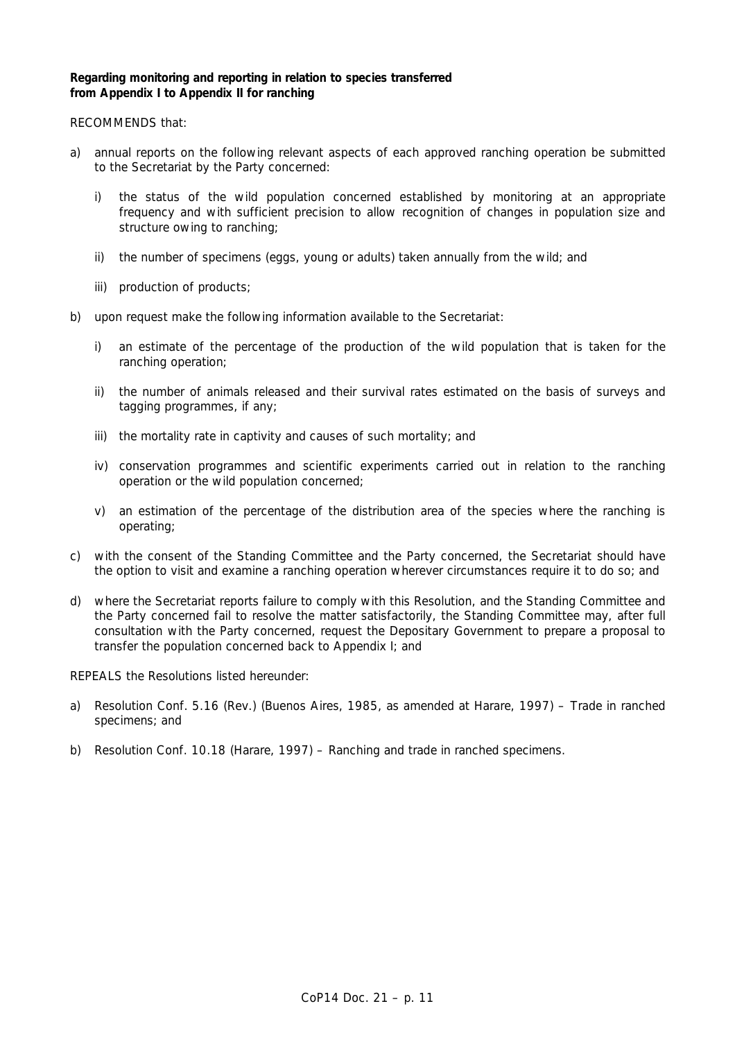**Regarding monitoring and reporting in relation to species transferred from Appendix I to Appendix II for ranching**

RECOMMENDS that:

a) annual reports on the following relevant aspects of each approved ranching operation be submitted to the Secretariat by the Party concerned:

   i) the status of the wild population concerned established by monitoring at an appropriate frequency and with sufficient precision to allow recognition of changes in population size and structure owing to ranching;

   ii) the number of specimens (eggs, young or adults) taken annually from the wild; and

   iii) production of products;

b) upon request make the following information available to the Secretariat:

   i) an estimate of the percentage of the production of the wild population that is taken for the ranching operation;

   ii) the number of animals released and their survival rates estimated on the basis of surveys and tagging programmes, if any;

   iii) the mortality rate in captivity and causes of such mortality; and

   iv) conservation programmes and scientific experiments carried out in relation to the ranching operation or the wild population concerned;

   v) an estimation of the percentage of the distribution area of the species where the ranching is operating;

c) with the consent of the Standing Committee and the Party concerned, the Secretariat should have the option to visit and examine a ranching operation wherever circumstances require it to do so; and

d) where the Secretariat reports failure to comply with this Resolution, and the Standing Committee and the Party concerned fail to resolve the matter satisfactorily, the Standing Committee may, after full consultation with the Party concerned, request the Depositary Government to prepare a proposal to transfer the population concerned back to Appendix I; and

REPEALS the Resolutions listed hereunder:

a) Resolution Conf. 5.16 (Rev.) (Buenos Aires, 1985, as amended at Harare, 1997) – Trade in ranched specimens; and

b) Resolution Conf. 10.18 (Harare, 1997) – Ranching and trade in ranched specimens.